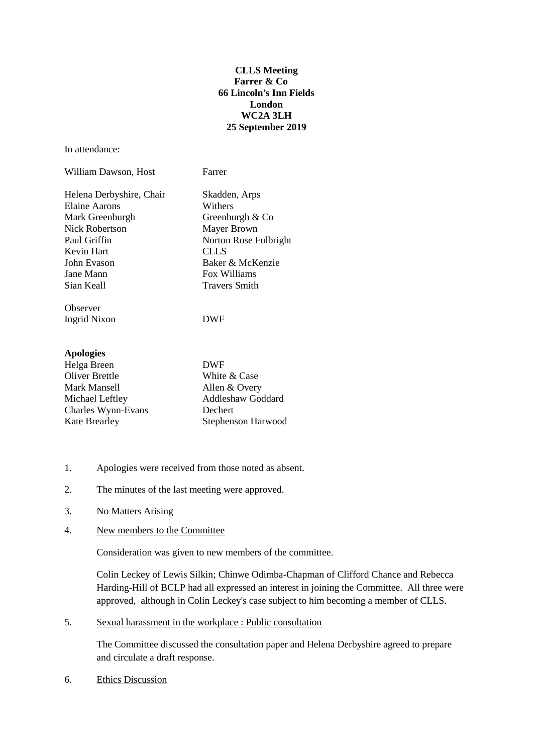**CLLS Meeting**
**Farrer & Co**
**66 Lincoln's Inn Fields**
**London**
**WC2A 3LH**
**25 September 2019**

In attendance:

| | |
|---|---|
| William Dawson, Host | Farrer |
| | |
| Helena Derbyshire, Chair | Skadden, Arps |
| Elaine Aarons | Withers |
| Mark Greenburgh | Greenburgh & Co |
| Nick Robertson | Mayer Brown |
| Paul Griffin | Norton Rose Fulbright |
| Kevin Hart | CLLS |
| John Evason | Baker & McKenzie |
| Jane Mann | Fox Williams |
| Sian Keall | Travers Smith |
| | |
| Observer | |
| Ingrid Nixon | DWF |

**Apologies**

| | |
|---|---|
| Helga Breen | DWF |
| Oliver Brettle | White & Case |
| Mark Mansell | Allen & Overy |
| Michael Leftley | Addleshaw Goddard |
| Charles Wynn-Evans | Dechert |
| Kate Brearley | Stephenson Harwood |

1. Apologies were received from those noted as absent.

2. The minutes of the last meeting were approved.

3. No Matters Arising

4. <u>New members to the Committee</u>

   Consideration was given to new members of the committee.

   Colin Leckey of Lewis Silkin; Chinwe Odimba-Chapman of Clifford Chance and Rebecca Harding-Hill of BCLP had all expressed an interest in joining the Committee. All three were approved, although in Colin Leckey's case subject to him becoming a member of CLLS.

5. <u>Sexual harassment in the workplace : Public consultation</u>

   The Committee discussed the consultation paper and Helena Derbyshire agreed to prepare and circulate a draft response.

6. <u>Ethics Discussion</u>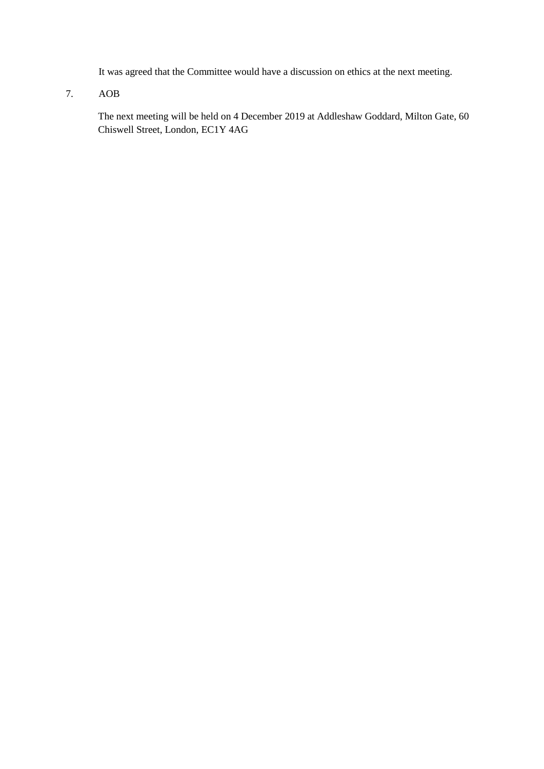It was agreed that the Committee would have a discussion on ethics at the next meeting.

7. AOB

The next meeting will be held on 4 December 2019 at Addleshaw Goddard, Milton Gate, 60 Chiswell Street, London, EC1Y 4AG